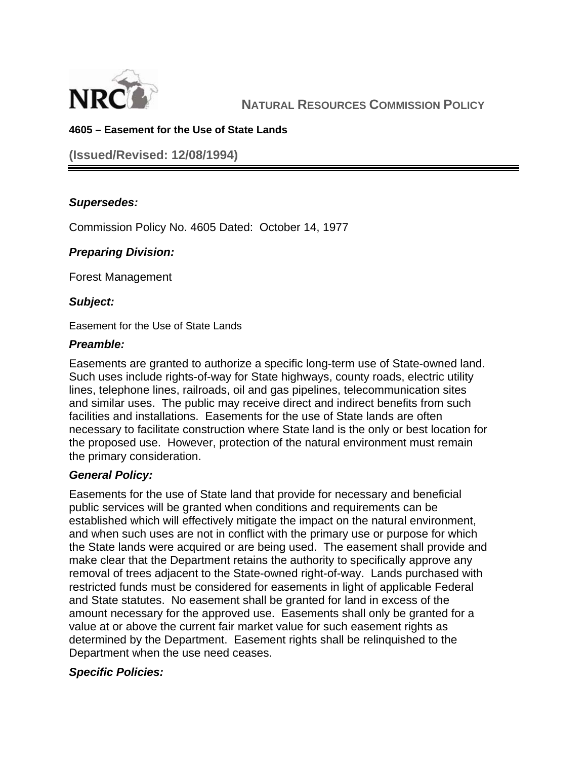# NATURAL RESOURCES COMMISSION POLICY

**4605 – Easement for the Use of State Lands**

## (Issued/Revised: 12/08/1994)

### *Supersedes:*

Commission Policy No. 4605 Dated: October 14, 1977

### *Preparing Division:*

Forest Management

### *Subject:*

Easement for the Use of State Lands

### *Preamble:*

Easements are granted to authorize a specific long-term use of State-owned land. Such uses include rights-of-way for State highways, county roads, electric utility lines, telephone lines, railroads, oil and gas pipelines, telecommunication sites and similar uses. The public may receive direct and indirect benefits from such facilities and installations. Easements for the use of State lands are often necessary to facilitate construction where State land is the only or best location for the proposed use. However, protection of the natural environment must remain the primary consideration.

### *General Policy:*

Easements for the use of State land that provide for necessary and beneficial public services will be granted when conditions and requirements can be established which will effectively mitigate the impact on the natural environment, and when such uses are not in conflict with the primary use or purpose for which the State lands were acquired or are being used. The easement shall provide and make clear that the Department retains the authority to specifically approve any removal of trees adjacent to the State-owned right-of-way. Lands purchased with restricted funds must be considered for easements in light of applicable Federal and State statutes. No easement shall be granted for land in excess of the amount necessary for the approved use. Easements shall only be granted for a value at or above the current fair market value for such easement rights as determined by the Department. Easement rights shall be relinquished to the Department when the use need ceases.

### *Specific Policies:*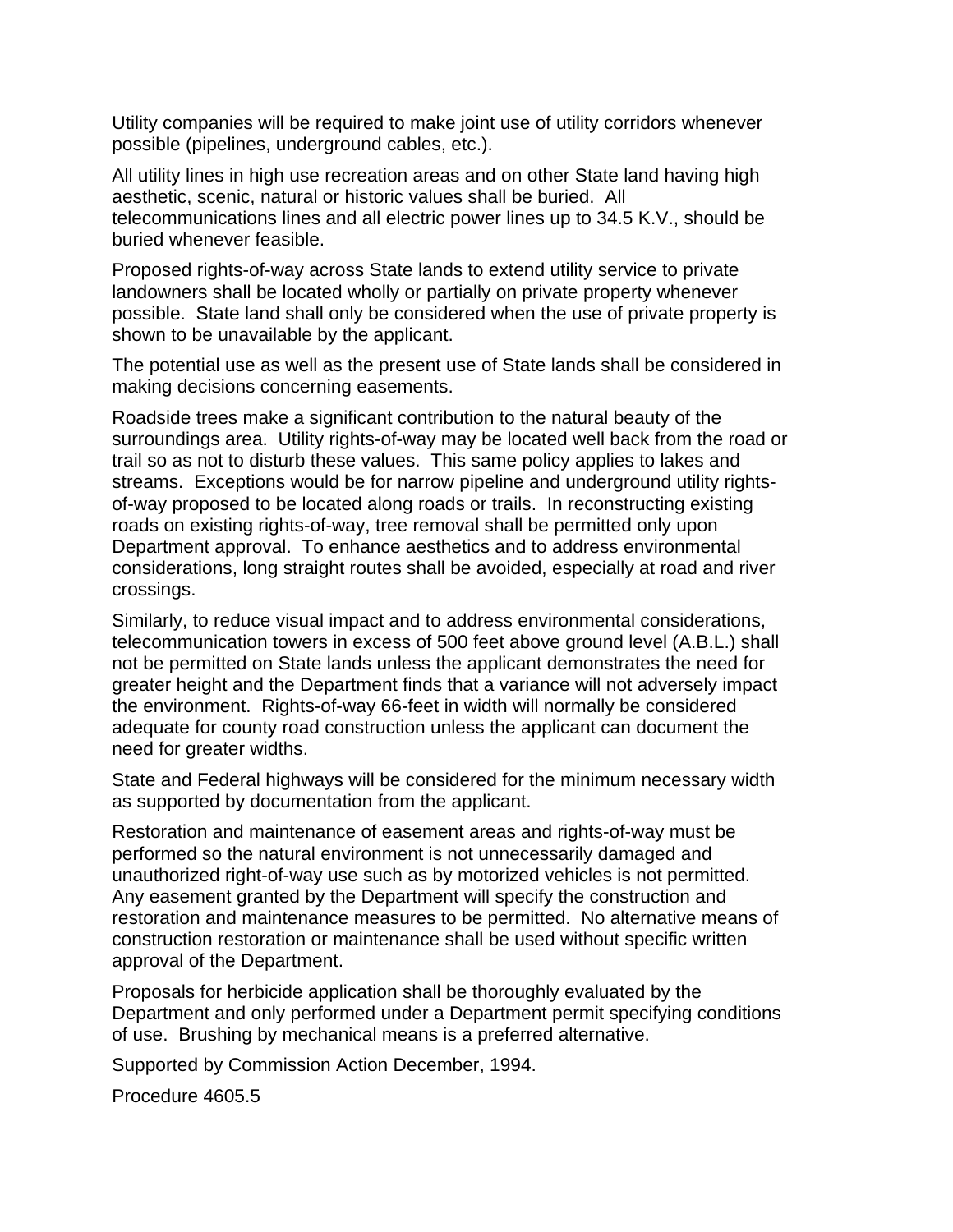Utility companies will be required to make joint use of utility corridors whenever possible (pipelines, underground cables, etc.).

All utility lines in high use recreation areas and on other State land having high aesthetic, scenic, natural or historic values shall be buried. All telecommunications lines and all electric power lines up to 34.5 K.V., should be buried whenever feasible.

Proposed rights-of-way across State lands to extend utility service to private landowners shall be located wholly or partially on private property whenever possible. State land shall only be considered when the use of private property is shown to be unavailable by the applicant.

The potential use as well as the present use of State lands shall be considered in making decisions concerning easements.

Roadside trees make a significant contribution to the natural beauty of the surroundings area. Utility rights-of-way may be located well back from the road or trail so as not to disturb these values. This same policy applies to lakes and streams. Exceptions would be for narrow pipeline and underground utility rights-of-way proposed to be located along roads or trails. In reconstructing existing roads on existing rights-of-way, tree removal shall be permitted only upon Department approval. To enhance aesthetics and to address environmental considerations, long straight routes shall be avoided, especially at road and river crossings.

Similarly, to reduce visual impact and to address environmental considerations, telecommunication towers in excess of 500 feet above ground level (A.B.L.) shall not be permitted on State lands unless the applicant demonstrates the need for greater height and the Department finds that a variance will not adversely impact the environment. Rights-of-way 66-feet in width will normally be considered adequate for county road construction unless the applicant can document the need for greater widths.

State and Federal highways will be considered for the minimum necessary width as supported by documentation from the applicant.

Restoration and maintenance of easement areas and rights-of-way must be performed so the natural environment is not unnecessarily damaged and unauthorized right-of-way use such as by motorized vehicles is not permitted. Any easement granted by the Department will specify the construction and restoration and maintenance measures to be permitted. No alternative means of construction restoration or maintenance shall be used without specific written approval of the Department.

Proposals for herbicide application shall be thoroughly evaluated by the Department and only performed under a Department permit specifying conditions of use. Brushing by mechanical means is a preferred alternative.

Supported by Commission Action December, 1994.

Procedure 4605.5